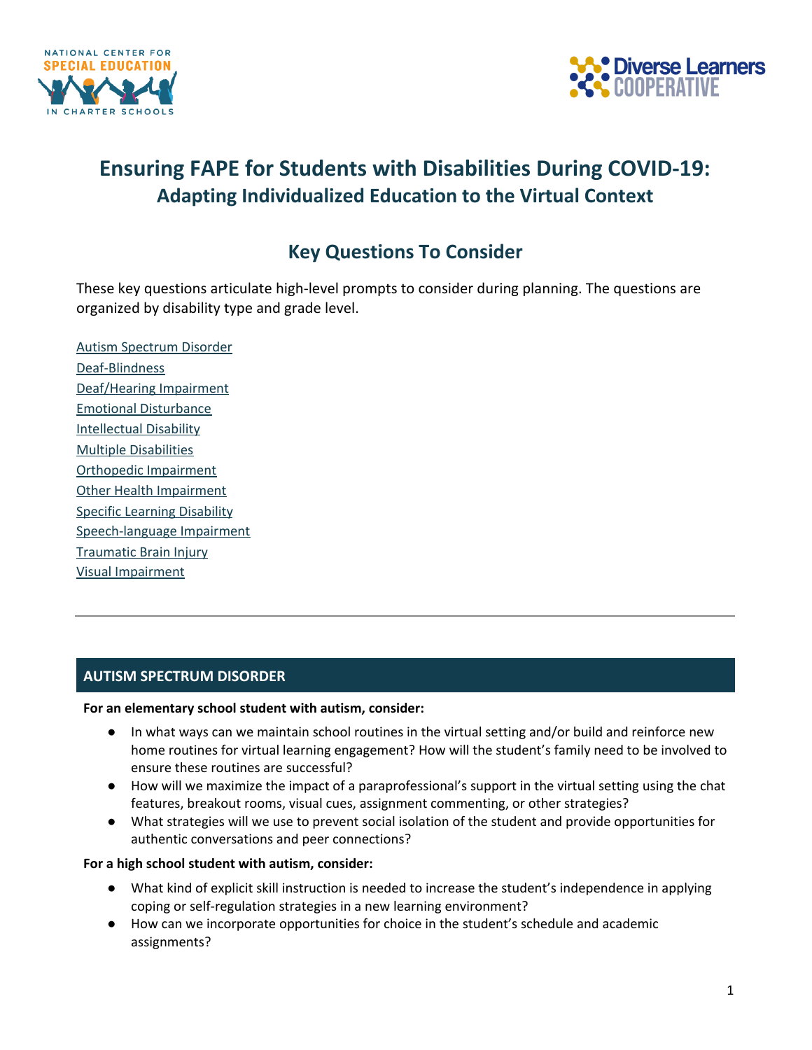# Ensuring FAPE for Students with Disabilities During COVID-19:
## Adapting Individualized Education to the Virtual Context

## Key Questions To Consider

These key questions articulate high-level prompts to consider during planning. The questions are organized by disability type and grade level.

[Autism Spectrum Disorder](#autism-spectrum-disorder)
[Deaf-Blindness](#deaf-blindness)
[Deaf/Hearing Impairment](#deafhearing-impairment)
[Emotional Disturbance](#emotional-disturbance)
[Intellectual Disability](#intellectual-disability)
[Multiple Disabilities](#multiple-disabilities)
[Orthopedic Impairment](#orthopedic-impairment)
[Other Health Impairment](#other-health-impairment)
[Specific Learning Disability](#specific-learning-disability)
[Speech-language Impairment](#speech-language-impairment)
[Traumatic Brain Injury](#traumatic-brain-injury)
[Visual Impairment](#visual-impairment)

---

### AUTISM SPECTRUM DISORDER

**For an elementary school student with autism, consider:**

- In what ways can we maintain school routines in the virtual setting and/or build and reinforce new home routines for virtual learning engagement? How will the student's family need to be involved to ensure these routines are successful?
- How will we maximize the impact of a paraprofessional's support in the virtual setting using the chat features, breakout rooms, visual cues, assignment commenting, or other strategies?
- What strategies will we use to prevent social isolation of the student and provide opportunities for authentic conversations and peer connections?

**For a high school student with autism, consider:**

- What kind of explicit skill instruction is needed to increase the student's independence in applying coping or self-regulation strategies in a new learning environment?
- How can we incorporate opportunities for choice in the student's schedule and academic assignments?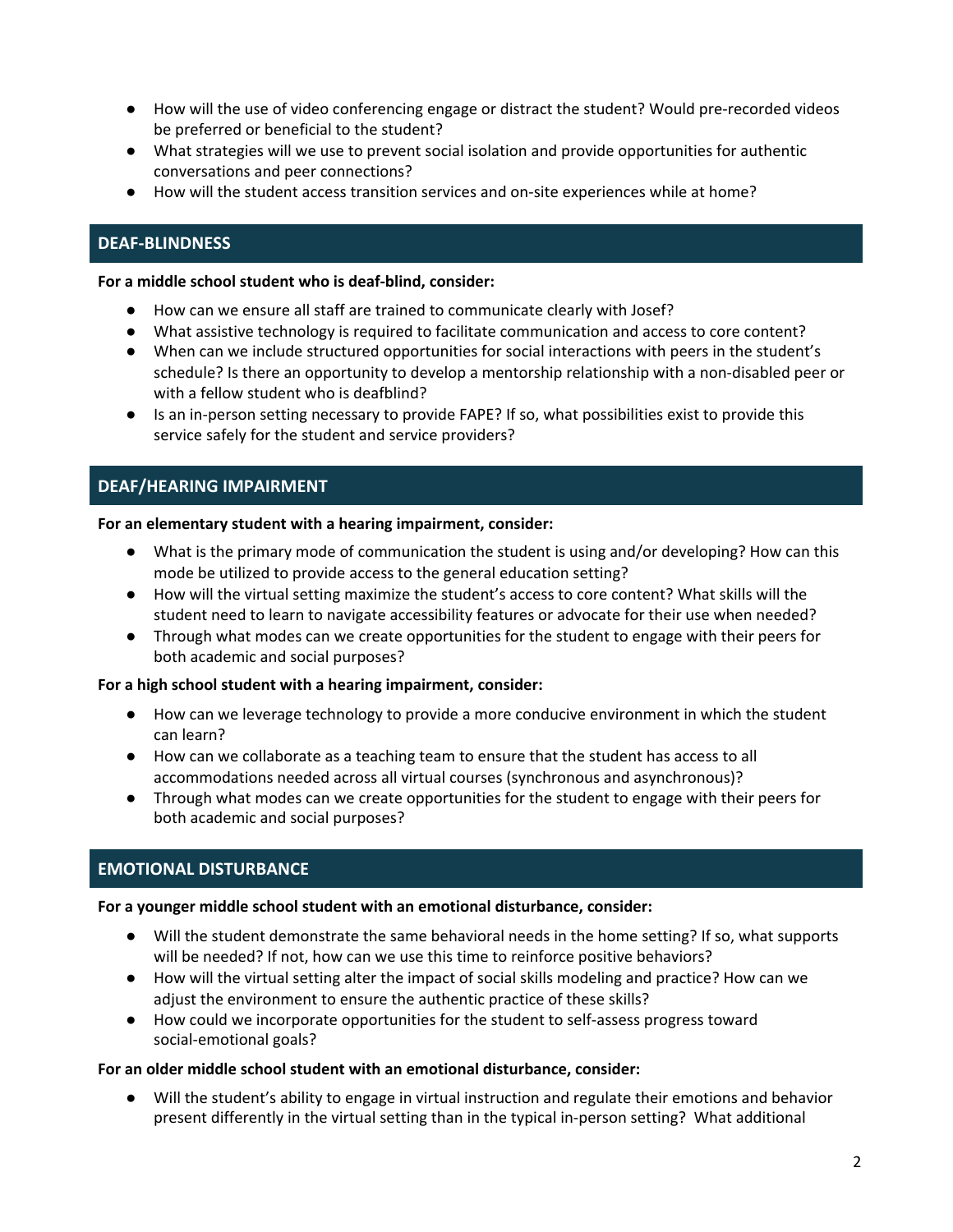- How will the use of video conferencing engage or distract the student? Would pre-recorded videos be preferred or beneficial to the student?
- What strategies will we use to prevent social isolation and provide opportunities for authentic conversations and peer connections?
- How will the student access transition services and on-site experiences while at home?

## DEAF-BLINDNESS

**For a middle school student who is deaf-blind, consider:**

- How can we ensure all staff are trained to communicate clearly with Josef?
- What assistive technology is required to facilitate communication and access to core content?
- When can we include structured opportunities for social interactions with peers in the student's schedule? Is there an opportunity to develop a mentorship relationship with a non-disabled peer or with a fellow student who is deafblind?
- Is an in-person setting necessary to provide FAPE? If so, what possibilities exist to provide this service safely for the student and service providers?

## DEAF/HEARING IMPAIRMENT

**For an elementary student with a hearing impairment, consider:**

- What is the primary mode of communication the student is using and/or developing? How can this mode be utilized to provide access to the general education setting?
- How will the virtual setting maximize the student's access to core content? What skills will the student need to learn to navigate accessibility features or advocate for their use when needed?
- Through what modes can we create opportunities for the student to engage with their peers for both academic and social purposes?

**For a high school student with a hearing impairment, consider:**

- How can we leverage technology to provide a more conducive environment in which the student can learn?
- How can we collaborate as a teaching team to ensure that the student has access to all accommodations needed across all virtual courses (synchronous and asynchronous)?
- Through what modes can we create opportunities for the student to engage with their peers for both academic and social purposes?

## EMOTIONAL DISTURBANCE

**For a younger middle school student with an emotional disturbance, consider:**

- Will the student demonstrate the same behavioral needs in the home setting? If so, what supports will be needed? If not, how can we use this time to reinforce positive behaviors?
- How will the virtual setting alter the impact of social skills modeling and practice? How can we adjust the environment to ensure the authentic practice of these skills?
- How could we incorporate opportunities for the student to self-assess progress toward social-emotional goals?

**For an older middle school student with an emotional disturbance, consider:**

- Will the student's ability to engage in virtual instruction and regulate their emotions and behavior present differently in the virtual setting than in the typical in-person setting? What additional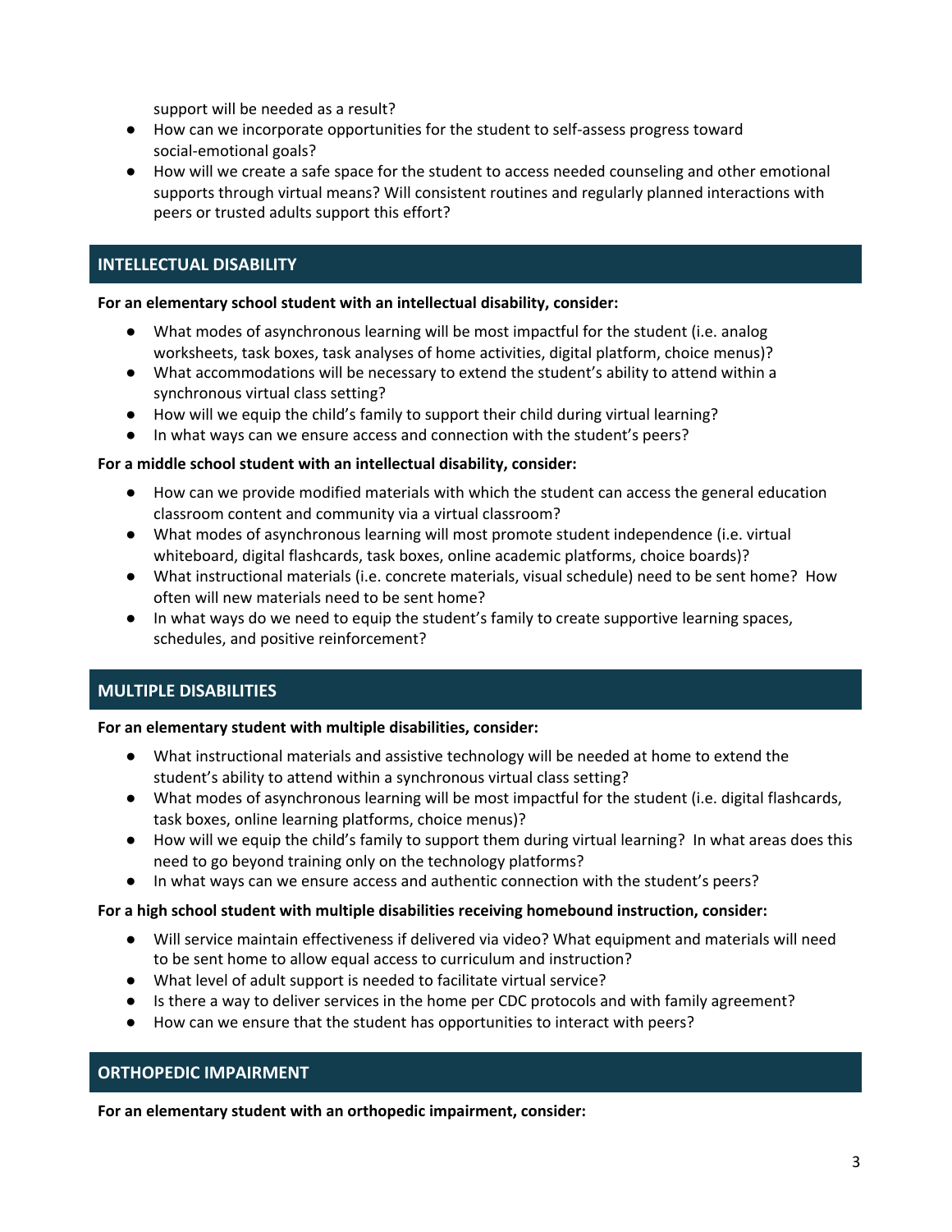support will be needed as a result?
- How can we incorporate opportunities for the student to self-assess progress toward social-emotional goals?
- How will we create a safe space for the student to access needed counseling and other emotional supports through virtual means? Will consistent routines and regularly planned interactions with peers or trusted adults support this effort?

## INTELLECTUAL DISABILITY

**For an elementary school student with an intellectual disability, consider:**

- What modes of asynchronous learning will be most impactful for the student (i.e. analog worksheets, task boxes, task analyses of home activities, digital platform, choice menus)?
- What accommodations will be necessary to extend the student's ability to attend within a synchronous virtual class setting?
- How will we equip the child's family to support their child during virtual learning?
- In what ways can we ensure access and connection with the student's peers?

**For a middle school student with an intellectual disability, consider:**

- How can we provide modified materials with which the student can access the general education classroom content and community via a virtual classroom?
- What modes of asynchronous learning will most promote student independence (i.e. virtual whiteboard, digital flashcards, task boxes, online academic platforms, choice boards)?
- What instructional materials (i.e. concrete materials, visual schedule) need to be sent home? How often will new materials need to be sent home?
- In what ways do we need to equip the student's family to create supportive learning spaces, schedules, and positive reinforcement?

## MULTIPLE DISABILITIES

**For an elementary student with multiple disabilities, consider:**

- What instructional materials and assistive technology will be needed at home to extend the student's ability to attend within a synchronous virtual class setting?
- What modes of asynchronous learning will be most impactful for the student (i.e. digital flashcards, task boxes, online learning platforms, choice menus)?
- How will we equip the child's family to support them during virtual learning? In what areas does this need to go beyond training only on the technology platforms?
- In what ways can we ensure access and authentic connection with the student's peers?

**For a high school student with multiple disabilities receiving homebound instruction, consider:**

- Will service maintain effectiveness if delivered via video? What equipment and materials will need to be sent home to allow equal access to curriculum and instruction?
- What level of adult support is needed to facilitate virtual service?
- Is there a way to deliver services in the home per CDC protocols and with family agreement?
- How can we ensure that the student has opportunities to interact with peers?

## ORTHOPEDIC IMPAIRMENT

**For an elementary student with an orthopedic impairment, consider:**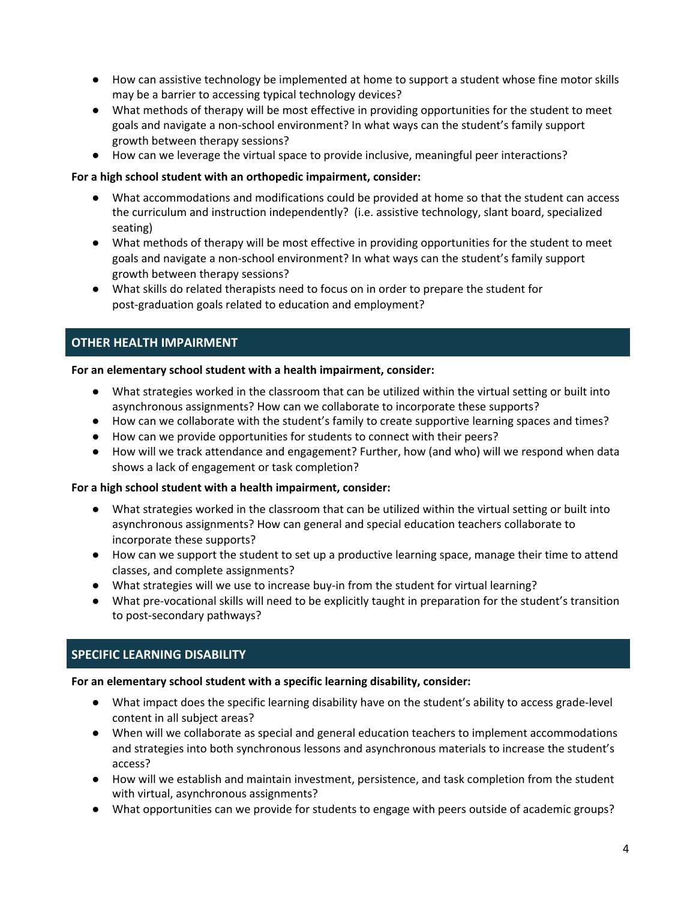- How can assistive technology be implemented at home to support a student whose fine motor skills may be a barrier to accessing typical technology devices?
- What methods of therapy will be most effective in providing opportunities for the student to meet goals and navigate a non-school environment? In what ways can the student's family support growth between therapy sessions?
- How can we leverage the virtual space to provide inclusive, meaningful peer interactions?

**For a high school student with an orthopedic impairment, consider:**

- What accommodations and modifications could be provided at home so that the student can access the curriculum and instruction independently? (i.e. assistive technology, slant board, specialized seating)
- What methods of therapy will be most effective in providing opportunities for the student to meet goals and navigate a non-school environment? In what ways can the student's family support growth between therapy sessions?
- What skills do related therapists need to focus on in order to prepare the student for post-graduation goals related to education and employment?

## OTHER HEALTH IMPAIRMENT

**For an elementary school student with a health impairment, consider:**

- What strategies worked in the classroom that can be utilized within the virtual setting or built into asynchronous assignments? How can we collaborate to incorporate these supports?
- How can we collaborate with the student's family to create supportive learning spaces and times?
- How can we provide opportunities for students to connect with their peers?
- How will we track attendance and engagement? Further, how (and who) will we respond when data shows a lack of engagement or task completion?

**For a high school student with a health impairment, consider:**

- What strategies worked in the classroom that can be utilized within the virtual setting or built into asynchronous assignments? How can general and special education teachers collaborate to incorporate these supports?
- How can we support the student to set up a productive learning space, manage their time to attend classes, and complete assignments?
- What strategies will we use to increase buy-in from the student for virtual learning?
- What pre-vocational skills will need to be explicitly taught in preparation for the student's transition to post-secondary pathways?

## SPECIFIC LEARNING DISABILITY

**For an elementary school student with a specific learning disability, consider:**

- What impact does the specific learning disability have on the student's ability to access grade-level content in all subject areas?
- When will we collaborate as special and general education teachers to implement accommodations and strategies into both synchronous lessons and asynchronous materials to increase the student's access?
- How will we establish and maintain investment, persistence, and task completion from the student with virtual, asynchronous assignments?
- What opportunities can we provide for students to engage with peers outside of academic groups?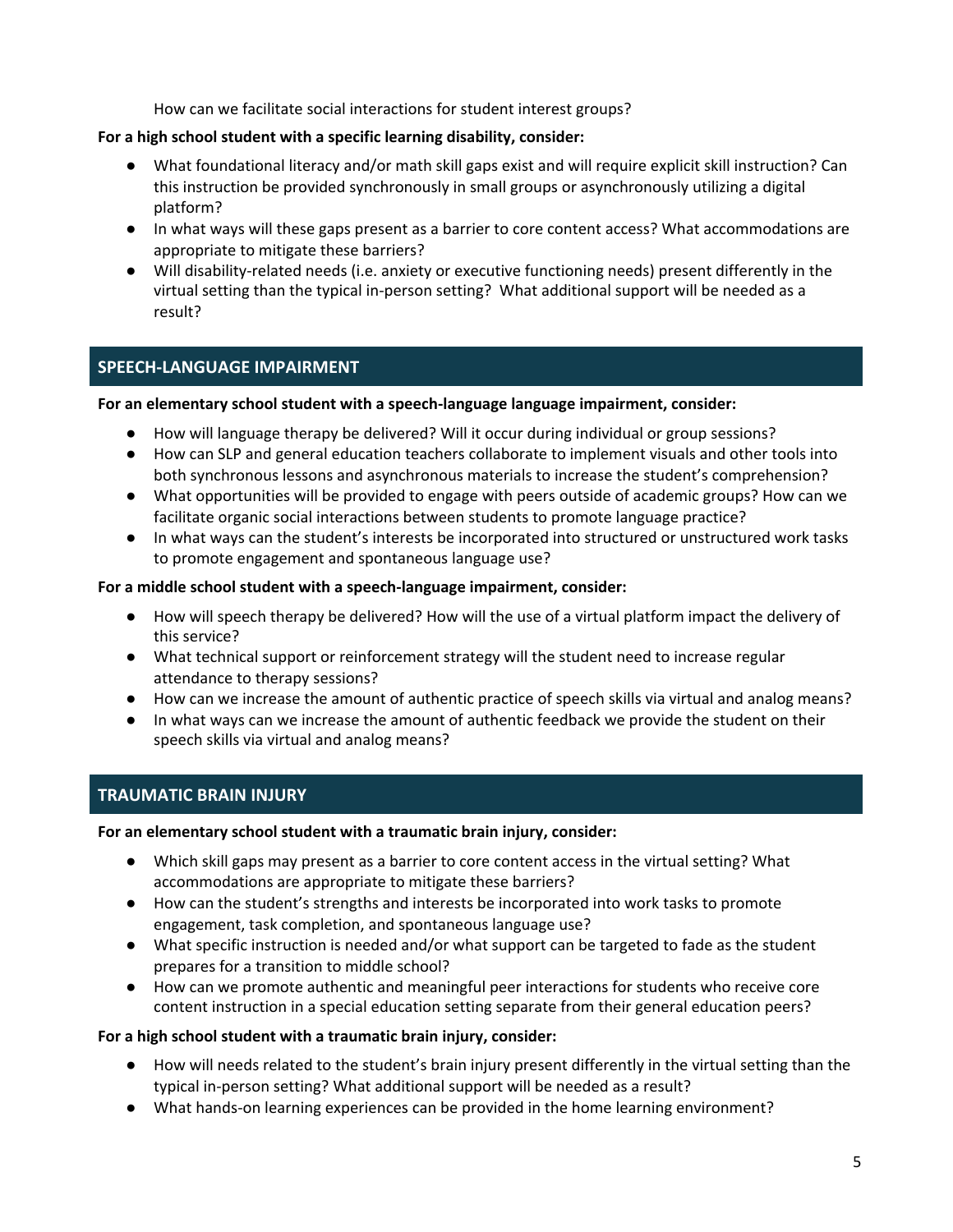How can we facilitate social interactions for student interest groups?

**For a high school student with a specific learning disability, consider:**

- What foundational literacy and/or math skill gaps exist and will require explicit skill instruction? Can this instruction be provided synchronously in small groups or asynchronously utilizing a digital platform?
- In what ways will these gaps present as a barrier to core content access? What accommodations are appropriate to mitigate these barriers?
- Will disability-related needs (i.e. anxiety or executive functioning needs) present differently in the virtual setting than the typical in-person setting? What additional support will be needed as a result?

## SPEECH-LANGUAGE IMPAIRMENT

**For an elementary school student with a speech-language language impairment, consider:**

- How will language therapy be delivered? Will it occur during individual or group sessions?
- How can SLP and general education teachers collaborate to implement visuals and other tools into both synchronous lessons and asynchronous materials to increase the student's comprehension?
- What opportunities will be provided to engage with peers outside of academic groups? How can we facilitate organic social interactions between students to promote language practice?
- In what ways can the student's interests be incorporated into structured or unstructured work tasks to promote engagement and spontaneous language use?

**For a middle school student with a speech-language impairment, consider:**

- How will speech therapy be delivered? How will the use of a virtual platform impact the delivery of this service?
- What technical support or reinforcement strategy will the student need to increase regular attendance to therapy sessions?
- How can we increase the amount of authentic practice of speech skills via virtual and analog means?
- In what ways can we increase the amount of authentic feedback we provide the student on their speech skills via virtual and analog means?

## TRAUMATIC BRAIN INJURY

**For an elementary school student with a traumatic brain injury, consider:**

- Which skill gaps may present as a barrier to core content access in the virtual setting? What accommodations are appropriate to mitigate these barriers?
- How can the student's strengths and interests be incorporated into work tasks to promote engagement, task completion, and spontaneous language use?
- What specific instruction is needed and/or what support can be targeted to fade as the student prepares for a transition to middle school?
- How can we promote authentic and meaningful peer interactions for students who receive core content instruction in a special education setting separate from their general education peers?

**For a high school student with a traumatic brain injury, consider:**

- How will needs related to the student's brain injury present differently in the virtual setting than the typical in-person setting? What additional support will be needed as a result?
- What hands-on learning experiences can be provided in the home learning environment?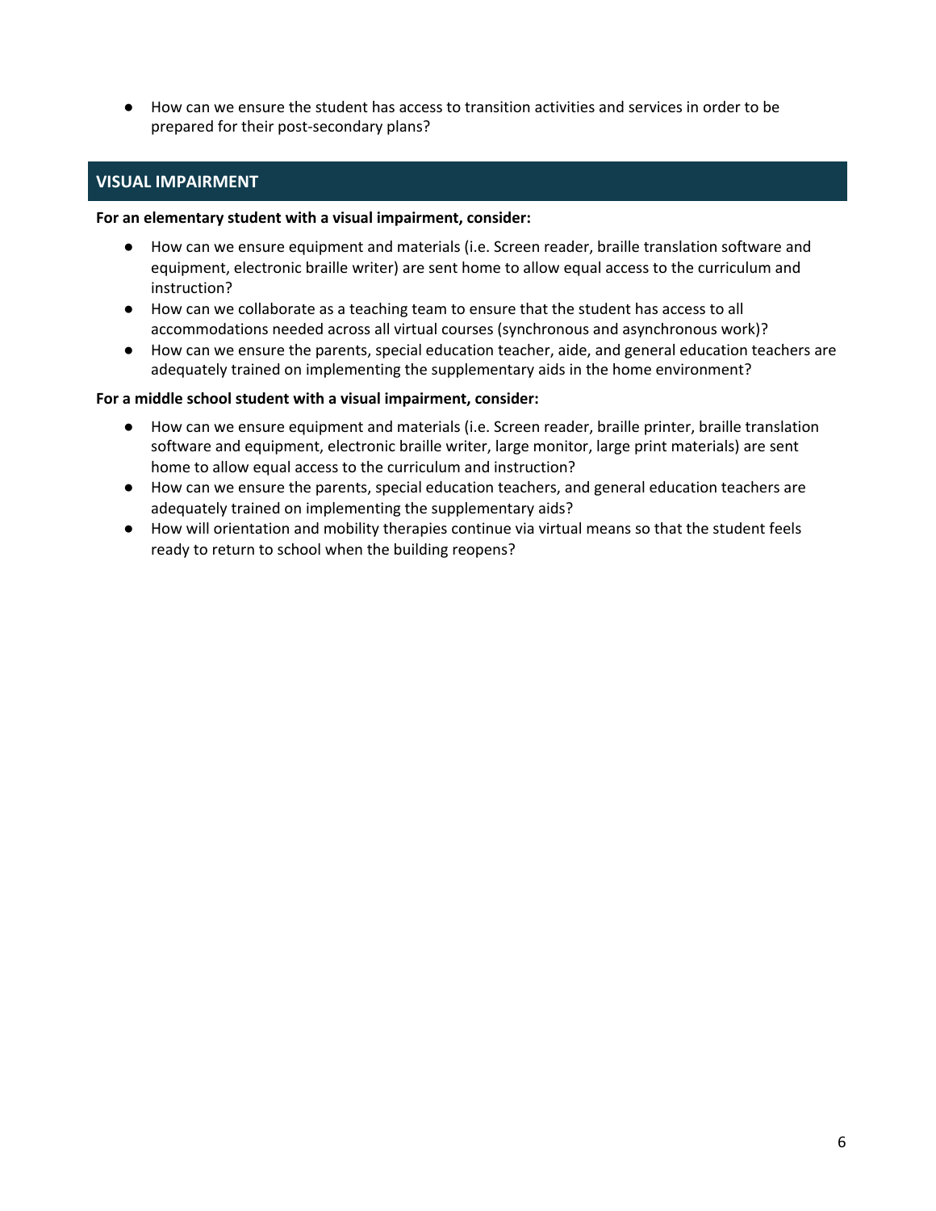- How can we ensure the student has access to transition activities and services in order to be prepared for their post-secondary plans?

## VISUAL IMPAIRMENT

**For an elementary student with a visual impairment, consider:**

- How can we ensure equipment and materials (i.e. Screen reader, braille translation software and equipment, electronic braille writer) are sent home to allow equal access to the curriculum and instruction?
- How can we collaborate as a teaching team to ensure that the student has access to all accommodations needed across all virtual courses (synchronous and asynchronous work)?
- How can we ensure the parents, special education teacher, aide, and general education teachers are adequately trained on implementing the supplementary aids in the home environment?

**For a middle school student with a visual impairment, consider:**

- How can we ensure equipment and materials (i.e. Screen reader, braille printer, braille translation software and equipment, electronic braille writer, large monitor, large print materials) are sent home to allow equal access to the curriculum and instruction?
- How can we ensure the parents, special education teachers, and general education teachers are adequately trained on implementing the supplementary aids?
- How will orientation and mobility therapies continue via virtual means so that the student feels ready to return to school when the building reopens?